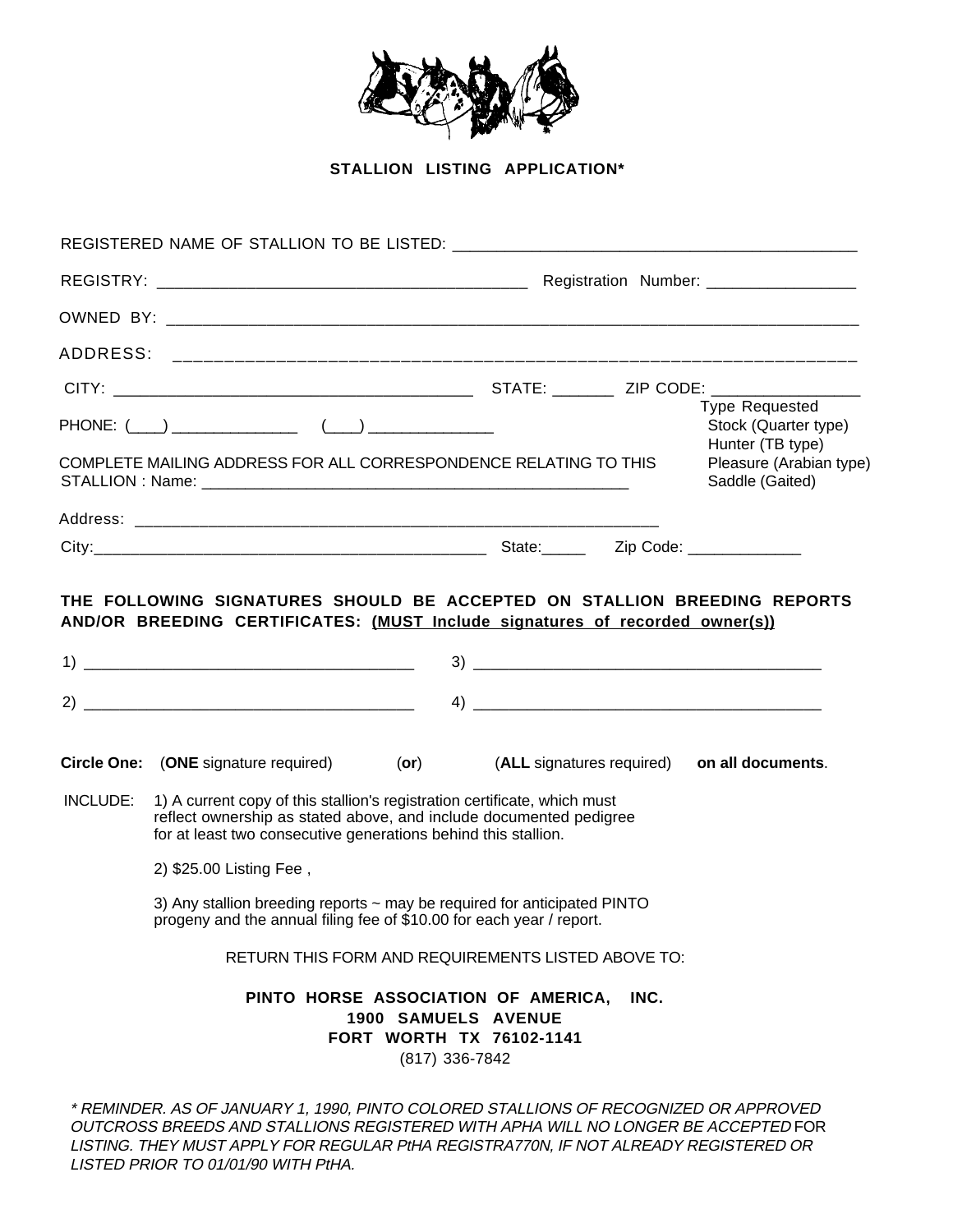## STALLION LISTING APPLICATION*

REGISTERED NAME OF STALLION TO BE LISTED: ____________________________________________

REGISTRY: ________________________________________ Registration Number: ________________

OWNED BY: ______________________________________________________________________________

ADDRESS: _______________________________________________________________________________

CITY: _______________________________________ STATE: _______ ZIP CODE: ________________

PHONE: (____) ______________ (____) ______________

Type Requested
- Stock (Quarter type)
- Hunter (TB type)
- Pleasure (Arabian type)
- Saddle (Gaited)

COMPLETE MAILING ADDRESS FOR ALL CORRESPONDENCE RELATING TO THIS STALLION : Name: ________________________________________________

Address: ______________________________________________________________

City:____________________________________________ State:_____ Zip Code: _____________

**THE FOLLOWING SIGNATURES SHOULD BE ACCEPTED ON STALLION BREEDING REPORTS AND/OR BREEDING CERTIFICATES: (MUST Include signatures of recorded owner(s))**

1) _____________________________________ 3) _______________________________________

2) _____________________________________ 4) _______________________________________

**Circle One:** (**ONE** signature required) (**or**) (**ALL** signatures required) **on all documents**.

INCLUDE: 1) A current copy of this stallion's registration certificate, which must reflect ownership as stated above, and include documented pedigree for at least two consecutive generations behind this stallion.

2) $25.00 Listing Fee ,

3) Any stallion breeding reports ~ may be required for anticipated PINTO progeny and the annual filing fee of $10.00 for each year / report.

RETURN THIS FORM AND REQUIREMENTS LISTED ABOVE TO:

**PINTO HORSE ASSOCIATION OF AMERICA, INC.**
**1900 SAMUELS AVENUE**
**FORT WORTH TX 76102-1141**
(817) 336-7842

*\* REMINDER. AS OF JANUARY 1, 1990, PINTO COLORED STALLIONS OF RECOGNIZED OR APPROVED OUTCROSS BREEDS AND STALLIONS REGISTERED WITH APHA WILL NO LONGER BE ACCEPTED* FOR *LISTING. THEY MUST APPLY FOR REGULAR PtHA REGISTRA770N, IF NOT ALREADY REGISTERED OR LISTED PRIOR TO 01/01/90 WITH PtHA.*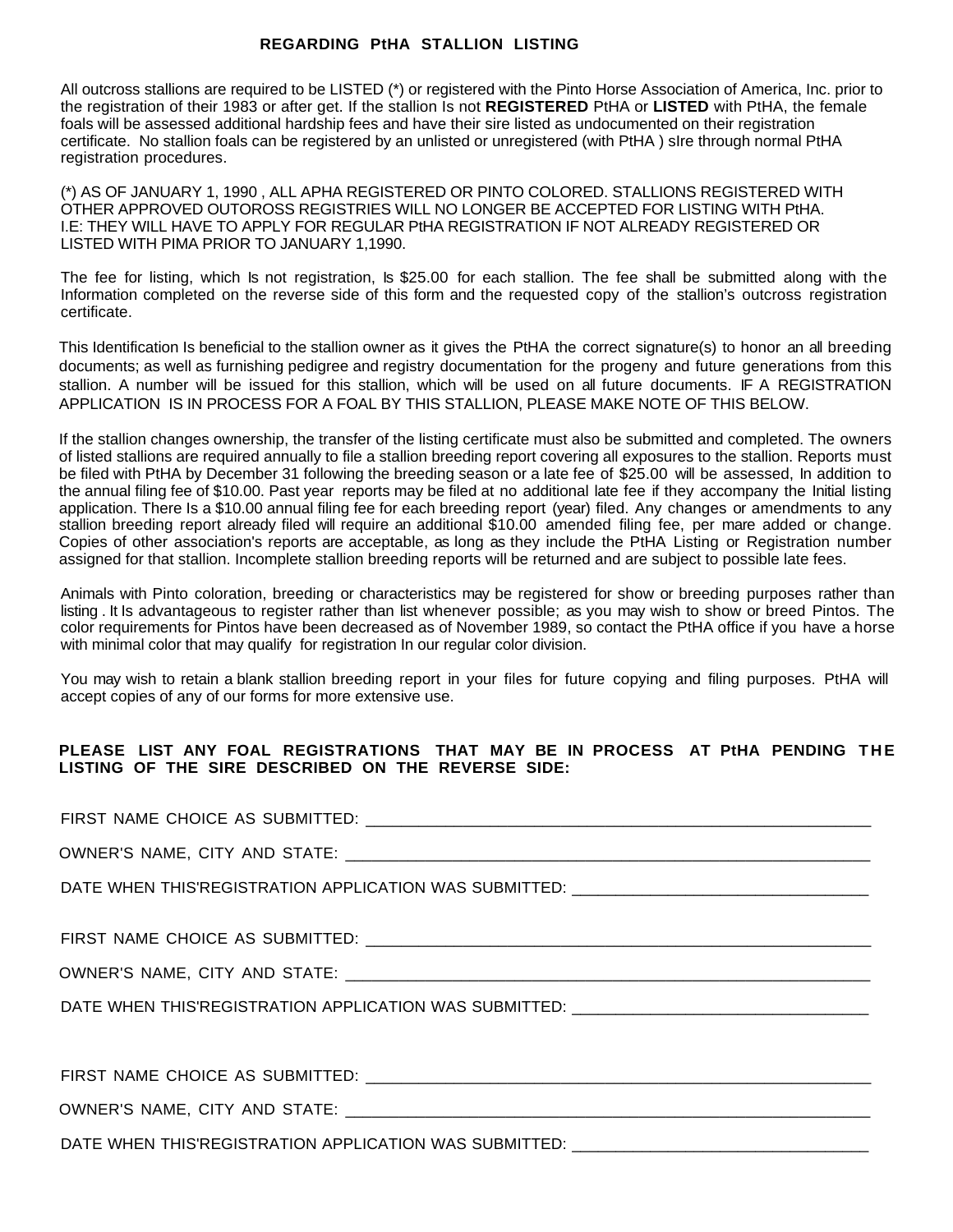## REGARDING PtHA STALLION LISTING

All outcross stallions are required to be LISTED (*) or registered with the Pinto Horse Association of America, Inc. prior to the registration of their 1983 or after get. If the stallion Is not **REGISTERED** PtHA or **LISTED** with PtHA, the female foals will be assessed additional hardship fees and have their sire listed as undocumented on their registration certificate. No stallion foals can be registered by an unlisted or unregistered (with PtHA ) sIre through normal PtHA registration procedures.

(*) AS OF JANUARY 1, 1990 , ALL APHA REGISTERED OR PINTO COLORED. STALLIONS REGISTERED WITH OTHER APPROVED OUTOROSS REGISTRIES WILL NO LONGER BE ACCEPTED FOR LISTING WITH PtHA. I.E: THEY WILL HAVE TO APPLY FOR REGULAR PtHA REGISTRATION IF NOT ALREADY REGISTERED OR LISTED WITH PIMA PRIOR TO JANUARY 1,1990.

The fee for listing, which Is not registration, Is $25.00 for each stallion. The fee shall be submitted along with the Information completed on the reverse side of this form and the requested copy of the stallion's outcross registration certificate.

This Identification Is beneficial to the stallion owner as it gives the PtHA the correct signature(s) to honor an all breeding documents; as well as furnishing pedigree and registry documentation for the progeny and future generations from this stallion. A number will be issued for this stallion, which will be used on all future documents. IF A REGISTRATION APPLICATION IS IN PROCESS FOR A FOAL BY THIS STALLION, PLEASE MAKE NOTE OF THIS BELOW.

If the stallion changes ownership, the transfer of the listing certificate must also be submitted and completed. The owners of listed stallions are required annually to file a stallion breeding report covering all exposures to the stallion. Reports must be filed with PtHA by December 31 following the breeding season or a late fee of $25.00 will be assessed, In addition to the annual filing fee of $10.00. Past year reports may be filed at no additional late fee if they accompany the Initial listing application. There Is a $10.00 annual filing fee for each breeding report (year) filed. Any changes or amendments to any stallion breeding report already filed will require an additional $10.00 amended filing fee, per mare added or change. Copies of other association's reports are acceptable, as long as they include the PtHA Listing or Registration number assigned for that stallion. Incomplete stallion breeding reports will be returned and are subject to possible late fees.

Animals with Pinto coloration, breeding or characteristics may be registered for show or breeding purposes rather than listing . It Is advantageous to register rather than list whenever possible; as you may wish to show or breed Pintos. The color requirements for Pintos have been decreased as of November 1989, so contact the PtHA office if you have a horse with minimal color that may qualify for registration In our regular color division.

You may wish to retain a blank stallion breeding report in your files for future copying and filing purposes. PtHA will accept copies of any of our forms for more extensive use.

**PLEASE LIST ANY FOAL REGISTRATIONS THAT MAY BE IN PROCESS AT PtHA PENDING THE LISTING OF THE SIRE DESCRIBED ON THE REVERSE SIDE:**

FIRST NAME CHOICE AS SUBMITTED: ____________________________________________

OWNER'S NAME, CITY AND STATE: ____________________________________________

DATE WHEN THIS'REGISTRATION APPLICATION WAS SUBMITTED: ________________________

FIRST NAME CHOICE AS SUBMITTED: ____________________________________________

OWNER'S NAME, CITY AND STATE: ____________________________________________

DATE WHEN THIS'REGISTRATION APPLICATION WAS SUBMITTED: ________________________

FIRST NAME CHOICE AS SUBMITTED: ____________________________________________

OWNER'S NAME, CITY AND STATE: ____________________________________________

DATE WHEN THIS'REGISTRATION APPLICATION WAS SUBMITTED: ________________________